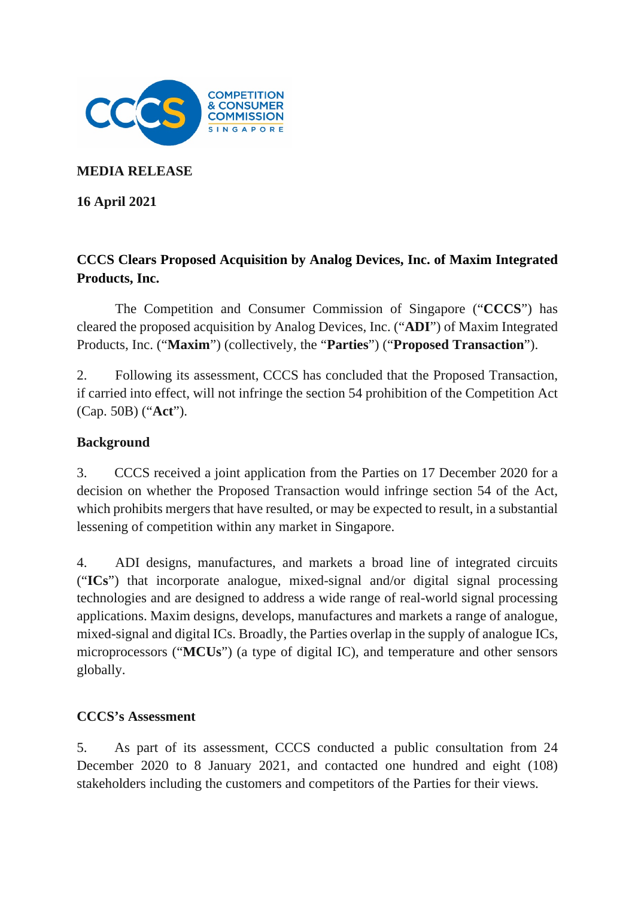**MEDIA RELEASE**

**16 April 2021**

## CCCS Clears Proposed Acquisition by Analog Devices, Inc. of Maxim Integrated Products, Inc.

The Competition and Consumer Commission of Singapore ("**CCCS**") has cleared the proposed acquisition by Analog Devices, Inc. ("**ADI**") of Maxim Integrated Products, Inc. ("**Maxim**") (collectively, the "**Parties**") ("**Proposed Transaction**").

2. Following its assessment, CCCS has concluded that the Proposed Transaction, if carried into effect, will not infringe the section 54 prohibition of the Competition Act (Cap. 50B) ("**Act**").

### Background

3. CCCS received a joint application from the Parties on 17 December 2020 for a decision on whether the Proposed Transaction would infringe section 54 of the Act, which prohibits mergers that have resulted, or may be expected to result, in a substantial lessening of competition within any market in Singapore.

4. ADI designs, manufactures, and markets a broad line of integrated circuits ("**ICs**") that incorporate analogue, mixed-signal and/or digital signal processing technologies and are designed to address a wide range of real-world signal processing applications. Maxim designs, develops, manufactures and markets a range of analogue, mixed-signal and digital ICs. Broadly, the Parties overlap in the supply of analogue ICs, microprocessors ("**MCUs**") (a type of digital IC), and temperature and other sensors globally.

### CCCS's Assessment

5. As part of its assessment, CCCS conducted a public consultation from 24 December 2020 to 8 January 2021, and contacted one hundred and eight (108) stakeholders including the customers and competitors of the Parties for their views.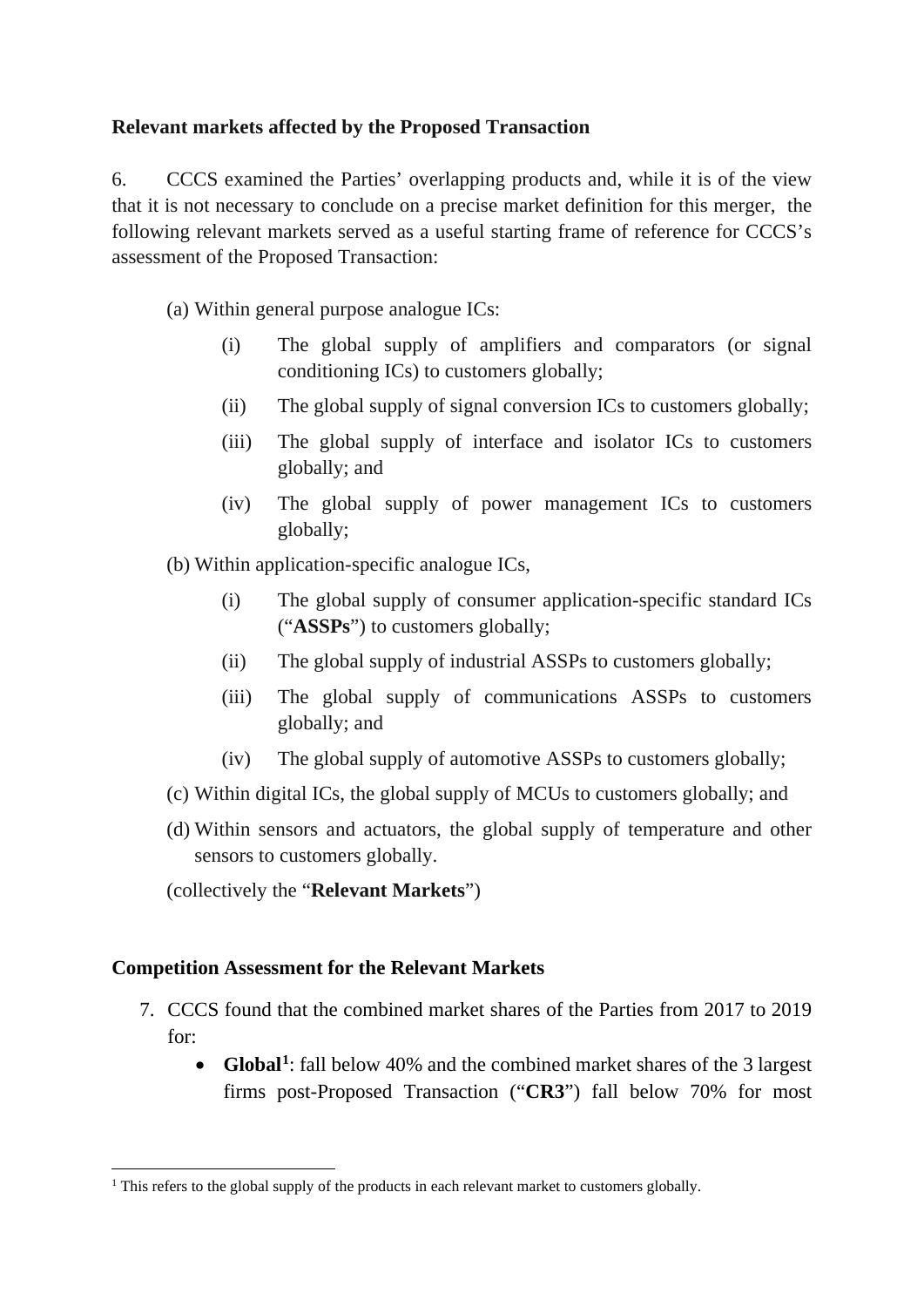**Relevant markets affected by the Proposed Transaction**

6. CCCS examined the Parties' overlapping products and, while it is of the view that it is not necessary to conclude on a precise market definition for this merger, the following relevant markets served as a useful starting frame of reference for CCCS's assessment of the Proposed Transaction:

(a) Within general purpose analogue ICs:

- (i) The global supply of amplifiers and comparators (or signal conditioning ICs) to customers globally;
- (ii) The global supply of signal conversion ICs to customers globally;
- (iii) The global supply of interface and isolator ICs to customers globally; and
- (iv) The global supply of power management ICs to customers globally;

(b) Within application-specific analogue ICs,

- (i) The global supply of consumer application-specific standard ICs ("**ASSPs**") to customers globally;
- (ii) The global supply of industrial ASSPs to customers globally;
- (iii) The global supply of communications ASSPs to customers globally; and
- (iv) The global supply of automotive ASSPs to customers globally;

(c) Within digital ICs, the global supply of MCUs to customers globally; and

(d) Within sensors and actuators, the global supply of temperature and other sensors to customers globally.

(collectively the "**Relevant Markets**")

**Competition Assessment for the Relevant Markets**

7. CCCS found that the combined market shares of the Parties from 2017 to 2019 for:
   - **Global**[1]: fall below 40% and the combined market shares of the 3 largest firms post-Proposed Transaction ("**CR3**") fall below 70% for most

[1] This refers to the global supply of the products in each relevant market to customers globally.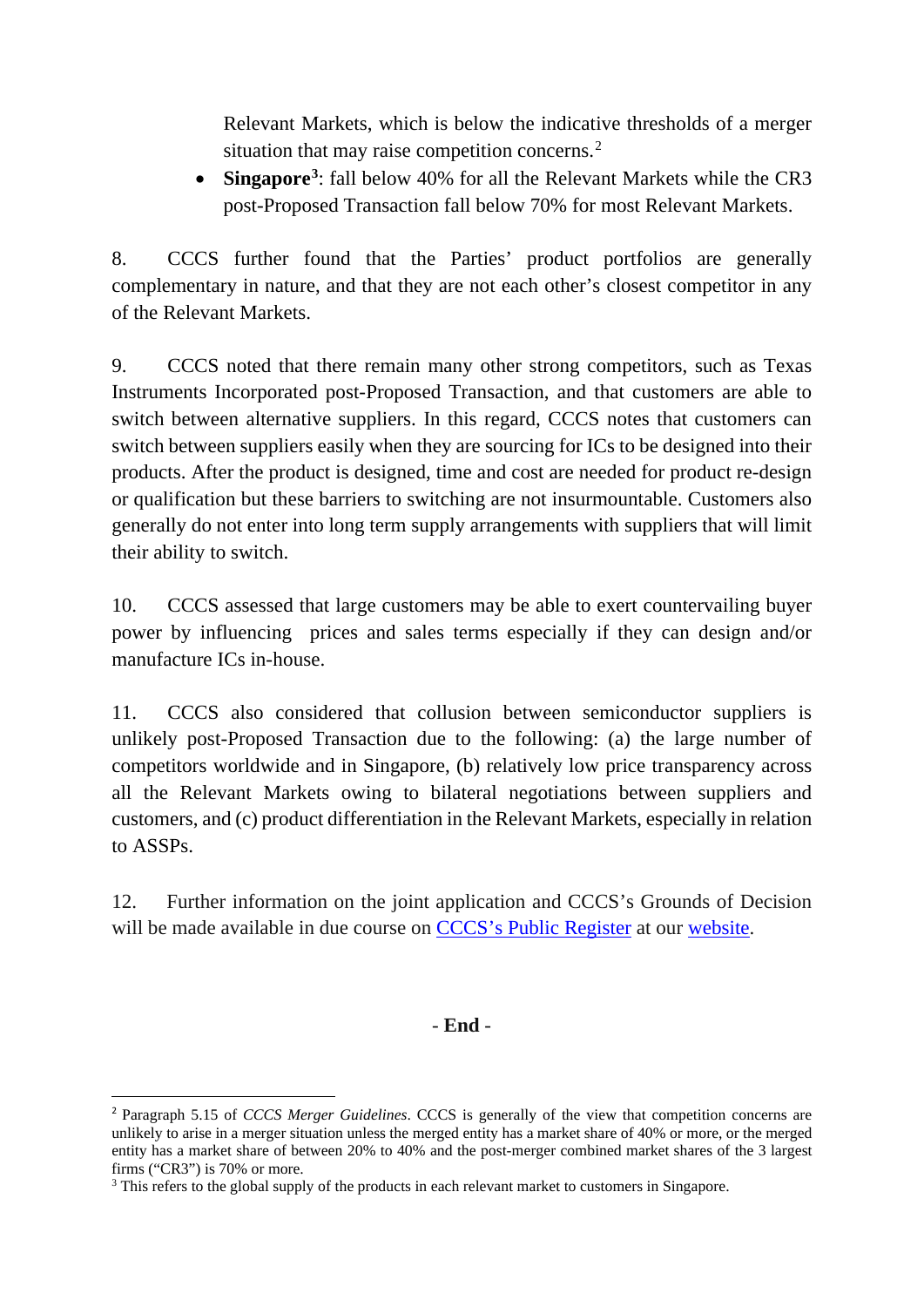Relevant Markets, which is below the indicative thresholds of a merger situation that may raise competition concerns.[2]

- **Singapore[3]**: fall below 40% for all the Relevant Markets while the CR3 post-Proposed Transaction fall below 70% for most Relevant Markets.

8. CCCS further found that the Parties' product portfolios are generally complementary in nature, and that they are not each other's closest competitor in any of the Relevant Markets.

9. CCCS noted that there remain many other strong competitors, such as Texas Instruments Incorporated post-Proposed Transaction, and that customers are able to switch between alternative suppliers. In this regard, CCCS notes that customers can switch between suppliers easily when they are sourcing for ICs to be designed into their products. After the product is designed, time and cost are needed for product re-design or qualification but these barriers to switching are not insurmountable. Customers also generally do not enter into long term supply arrangements with suppliers that will limit their ability to switch.

10. CCCS assessed that large customers may be able to exert countervailing buyer power by influencing prices and sales terms especially if they can design and/or manufacture ICs in-house.

11. CCCS also considered that collusion between semiconductor suppliers is unlikely post-Proposed Transaction due to the following: (a) the large number of competitors worldwide and in Singapore, (b) relatively low price transparency across all the Relevant Markets owing to bilateral negotiations between suppliers and customers, and (c) product differentiation in the Relevant Markets, especially in relation to ASSPs.

12. Further information on the joint application and CCCS's Grounds of Decision will be made available in due course on CCCS's Public Register at our website.

**- End -**

---

[2] Paragraph 5.15 of *CCCS Merger Guidelines*. CCCS is generally of the view that competition concerns are unlikely to arise in a merger situation unless the merged entity has a market share of 40% or more, or the merged entity has a market share of between 20% to 40% and the post-merger combined market shares of the 3 largest firms ("CR3") is 70% or more.

[3] This refers to the global supply of the products in each relevant market to customers in Singapore.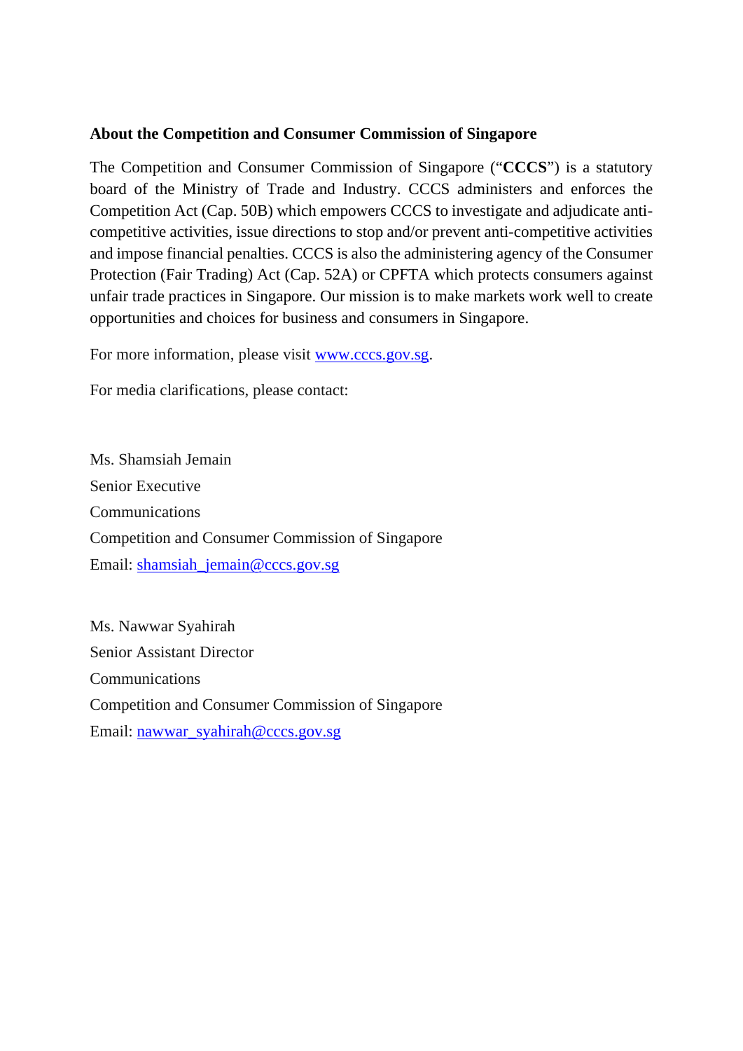**About the Competition and Consumer Commission of Singapore**

The Competition and Consumer Commission of Singapore ("**CCCS**") is a statutory board of the Ministry of Trade and Industry. CCCS administers and enforces the Competition Act (Cap. 50B) which empowers CCCS to investigate and adjudicate anti-competitive activities, issue directions to stop and/or prevent anti-competitive activities and impose financial penalties. CCCS is also the administering agency of the Consumer Protection (Fair Trading) Act (Cap. 52A) or CPFTA which protects consumers against unfair trade practices in Singapore. Our mission is to make markets work well to create opportunities and choices for business and consumers in Singapore.

For more information, please visit [www.cccs.gov.sg](http://www.cccs.gov.sg).

For media clarifications, please contact:

Ms. Shamsiah Jemain
Senior Executive
Communications
Competition and Consumer Commission of Singapore
Email: [shamsiah_jemain@cccs.gov.sg](mailto:shamsiah_jemain@cccs.gov.sg)

Ms. Nawwar Syahirah
Senior Assistant Director
Communications
Competition and Consumer Commission of Singapore
Email: [nawwar_syahirah@cccs.gov.sg](mailto:nawwar_syahirah@cccs.gov.sg)